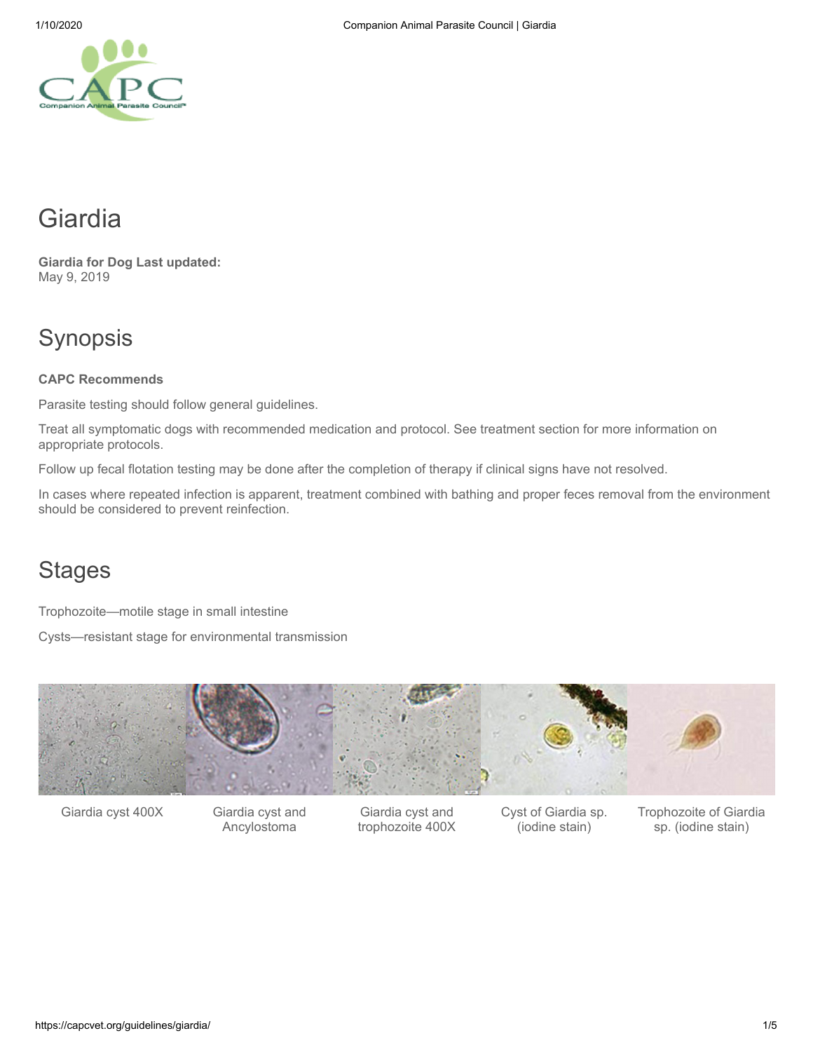# Giardia

**Giardia for Dog Last updated:**
May 9, 2019

## Synopsis

**CAPC Recommends**

Parasite testing should follow general guidelines.

Treat all symptomatic dogs with recommended medication and protocol. See treatment section for more information on appropriate protocols.

Follow up fecal flotation testing may be done after the completion of therapy if clinical signs have not resolved.

In cases where repeated infection is apparent, treatment combined with bathing and proper feces removal from the environment should be considered to prevent reinfection.

## Stages

Trophozoite—motile stage in small intestine

Cysts—resistant stage for environmental transmission

Giardia cyst 400X

Giardia cyst and Ancylostoma

Giardia cyst and trophozoite 400X

Cyst of Giardia sp. (iodine stain)

Trophozoite of Giardia sp. (iodine stain)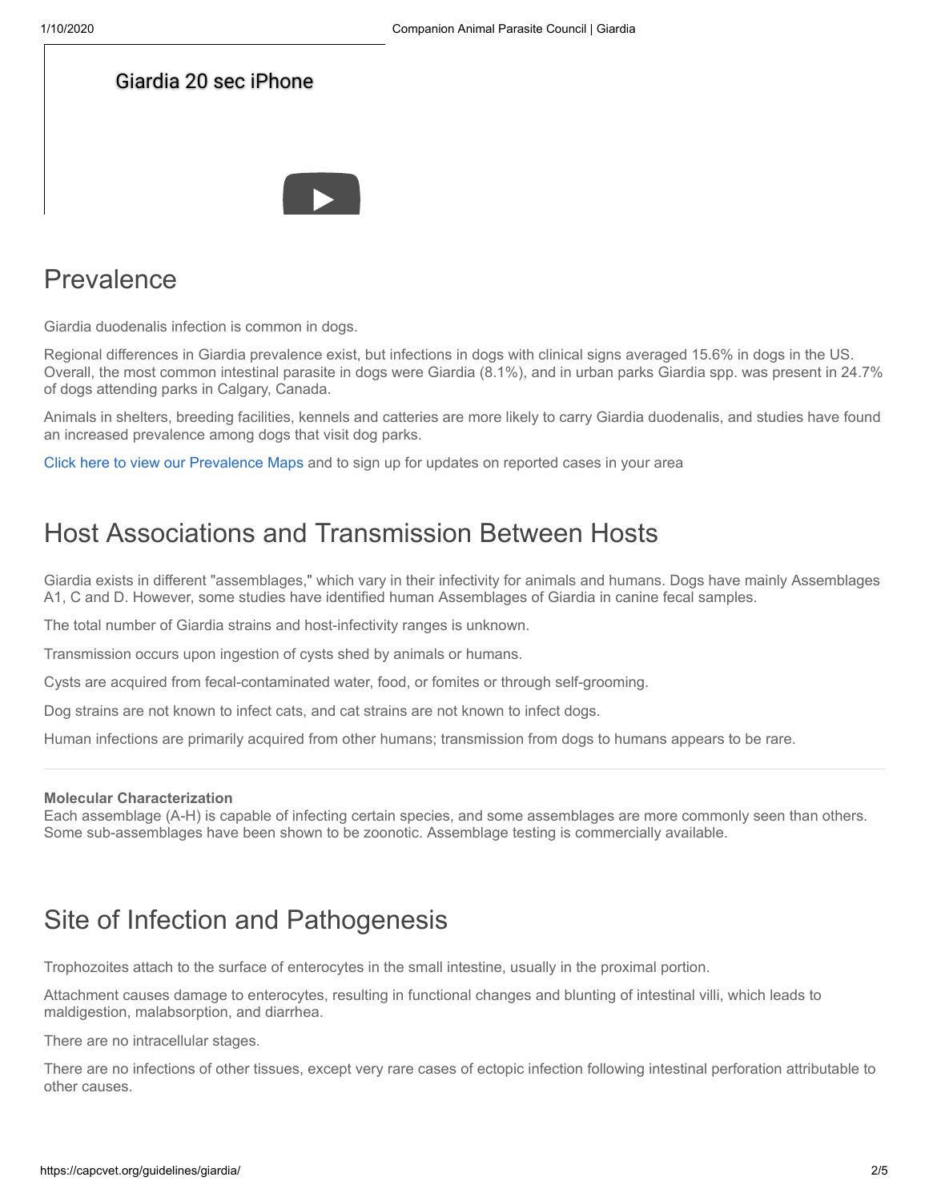Giardia 20 sec iPhone

## Prevalence

Giardia duodenalis infection is common in dogs.

Regional differences in Giardia prevalence exist, but infections in dogs with clinical signs averaged 15.6% in dogs in the US. Overall, the most common intestinal parasite in dogs were Giardia (8.1%), and in urban parks Giardia spp. was present in 24.7% of dogs attending parks in Calgary, Canada.

Animals in shelters, breeding facilities, kennels and catteries are more likely to carry Giardia duodenalis, and studies have found an increased prevalence among dogs that visit dog parks.

Click here to view our Prevalence Maps and to sign up for updates on reported cases in your area

## Host Associations and Transmission Between Hosts

Giardia exists in different "assemblages," which vary in their infectivity for animals and humans. Dogs have mainly Assemblages A1, C and D. However, some studies have identified human Assemblages of Giardia in canine fecal samples.

The total number of Giardia strains and host-infectivity ranges is unknown.

Transmission occurs upon ingestion of cysts shed by animals or humans.

Cysts are acquired from fecal-contaminated water, food, or fomites or through self-grooming.

Dog strains are not known to infect cats, and cat strains are not known to infect dogs.

Human infections are primarily acquired from other humans; transmission from dogs to humans appears to be rare.

---

**Molecular Characterization**
Each assemblage (A-H) is capable of infecting certain species, and some assemblages are more commonly seen than others. Some sub-assemblages have been shown to be zoonotic. Assemblage testing is commercially available.

## Site of Infection and Pathogenesis

Trophozoites attach to the surface of enterocytes in the small intestine, usually in the proximal portion.

Attachment causes damage to enterocytes, resulting in functional changes and blunting of intestinal villi, which leads to maldigestion, malabsorption, and diarrhea.

There are no intracellular stages.

There are no infections of other tissues, except very rare cases of ectopic infection following intestinal perforation attributable to other causes.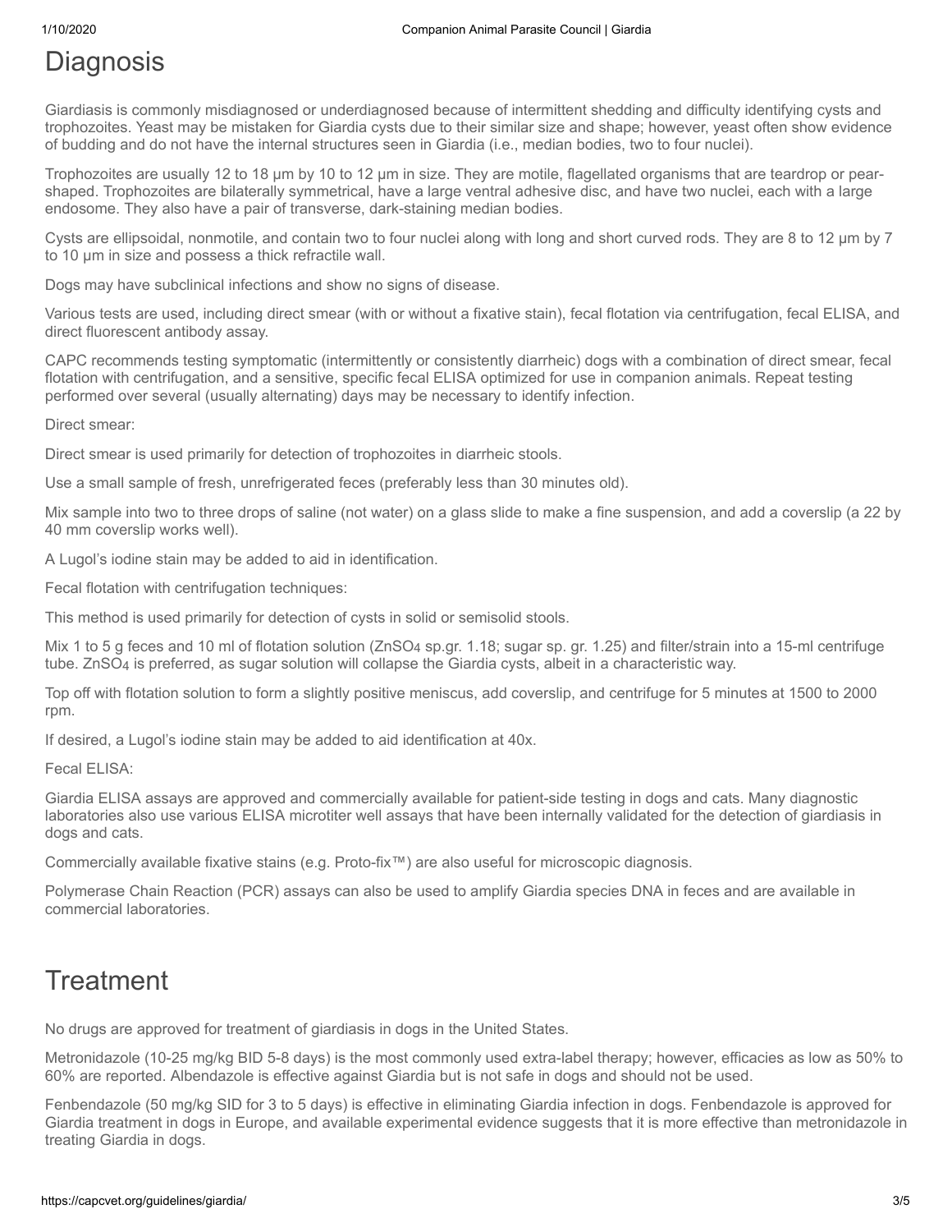# Diagnosis

Giardiasis is commonly misdiagnosed or underdiagnosed because of intermittent shedding and difficulty identifying cysts and trophozoites. Yeast may be mistaken for Giardia cysts due to their similar size and shape; however, yeast often show evidence of budding and do not have the internal structures seen in Giardia (i.e., median bodies, two to four nuclei).

Trophozoites are usually 12 to 18 µm by 10 to 12 µm in size. They are motile, flagellated organisms that are teardrop or pear-shaped. Trophozoites are bilaterally symmetrical, have a large ventral adhesive disc, and have two nuclei, each with a large endosome. They also have a pair of transverse, dark-staining median bodies.

Cysts are ellipsoidal, nonmotile, and contain two to four nuclei along with long and short curved rods. They are 8 to 12 µm by 7 to 10 µm in size and possess a thick refractile wall.

Dogs may have subclinical infections and show no signs of disease.

Various tests are used, including direct smear (with or without a fixative stain), fecal flotation via centrifugation, fecal ELISA, and direct fluorescent antibody assay.

CAPC recommends testing symptomatic (intermittently or consistently diarrheic) dogs with a combination of direct smear, fecal flotation with centrifugation, and a sensitive, specific fecal ELISA optimized for use in companion animals. Repeat testing performed over several (usually alternating) days may be necessary to identify infection.

Direct smear:

Direct smear is used primarily for detection of trophozoites in diarrheic stools.

Use a small sample of fresh, unrefrigerated feces (preferably less than 30 minutes old).

Mix sample into two to three drops of saline (not water) on a glass slide to make a fine suspension, and add a coverslip (a 22 by 40 mm coverslip works well).

A Lugol's iodine stain may be added to aid in identification.

Fecal flotation with centrifugation techniques:

This method is used primarily for detection of cysts in solid or semisolid stools.

Mix 1 to 5 g feces and 10 ml of flotation solution ($ZnSO_4$ sp.gr. 1.18; sugar sp. gr. 1.25) and filter/strain into a 15-ml centrifuge tube. $ZnSO_4$ is preferred, as sugar solution will collapse the Giardia cysts, albeit in a characteristic way.

Top off with flotation solution to form a slightly positive meniscus, add coverslip, and centrifuge for 5 minutes at 1500 to 2000 rpm.

If desired, a Lugol's iodine stain may be added to aid identification at 40x.

Fecal ELISA:

Giardia ELISA assays are approved and commercially available for patient-side testing in dogs and cats. Many diagnostic laboratories also use various ELISA microtiter well assays that have been internally validated for the detection of giardiasis in dogs and cats.

Commercially available fixative stains (e.g. Proto-fix™) are also useful for microscopic diagnosis.

Polymerase Chain Reaction (PCR) assays can also be used to amplify Giardia species DNA in feces and are available in commercial laboratories.

# Treatment

No drugs are approved for treatment of giardiasis in dogs in the United States.

Metronidazole (10-25 mg/kg BID 5-8 days) is the most commonly used extra-label therapy; however, efficacies as low as 50% to 60% are reported. Albendazole is effective against Giardia but is not safe in dogs and should not be used.

Fenbendazole (50 mg/kg SID for 3 to 5 days) is effective in eliminating Giardia infection in dogs. Fenbendazole is approved for Giardia treatment in dogs in Europe, and available experimental evidence suggests that it is more effective than metronidazole in treating Giardia in dogs.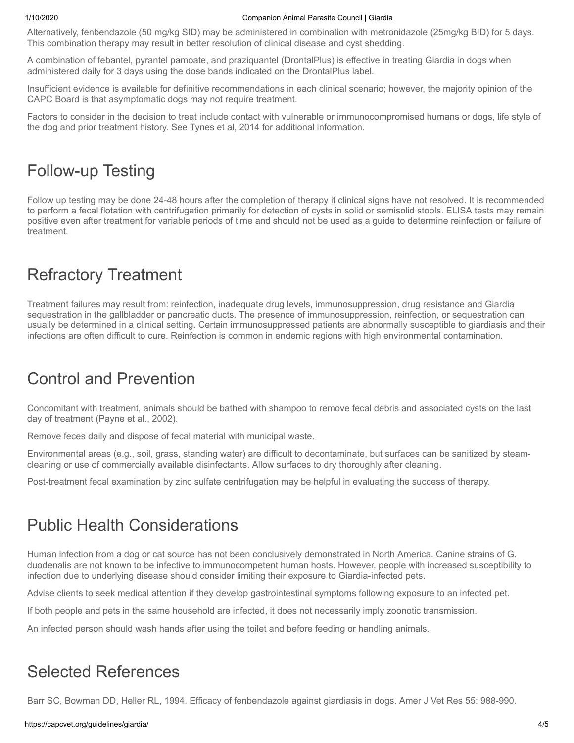Alternatively, fenbendazole (50 mg/kg SID) may be administered in combination with metronidazole (25mg/kg BID) for 5 days. This combination therapy may result in better resolution of clinical disease and cyst shedding.

A combination of febantel, pyrantel pamoate, and praziquantel (DrontalPlus) is effective in treating Giardia in dogs when administered daily for 3 days using the dose bands indicated on the DrontalPlus label.

Insufficient evidence is available for definitive recommendations in each clinical scenario; however, the majority opinion of the CAPC Board is that asymptomatic dogs may not require treatment.

Factors to consider in the decision to treat include contact with vulnerable or immunocompromised humans or dogs, life style of the dog and prior treatment history. See Tynes et al, 2014 for additional information.

## Follow-up Testing

Follow up testing may be done 24-48 hours after the completion of therapy if clinical signs have not resolved. It is recommended to perform a fecal flotation with centrifugation primarily for detection of cysts in solid or semisolid stools. ELISA tests may remain positive even after treatment for variable periods of time and should not be used as a guide to determine reinfection or failure of treatment.

## Refractory Treatment

Treatment failures may result from: reinfection, inadequate drug levels, immunosuppression, drug resistance and Giardia sequestration in the gallbladder or pancreatic ducts. The presence of immunosuppression, reinfection, or sequestration can usually be determined in a clinical setting. Certain immunosuppressed patients are abnormally susceptible to giardiasis and their infections are often difficult to cure. Reinfection is common in endemic regions with high environmental contamination.

## Control and Prevention

Concomitant with treatment, animals should be bathed with shampoo to remove fecal debris and associated cysts on the last day of treatment (Payne et al., 2002).

Remove feces daily and dispose of fecal material with municipal waste.

Environmental areas (e.g., soil, grass, standing water) are difficult to decontaminate, but surfaces can be sanitized by steam-cleaning or use of commercially available disinfectants. Allow surfaces to dry thoroughly after cleaning.

Post-treatment fecal examination by zinc sulfate centrifugation may be helpful in evaluating the success of therapy.

## Public Health Considerations

Human infection from a dog or cat source has not been conclusively demonstrated in North America. Canine strains of G. duodenalis are not known to be infective to immunocompetent human hosts. However, people with increased susceptibility to infection due to underlying disease should consider limiting their exposure to Giardia-infected pets.

Advise clients to seek medical attention if they develop gastrointestinal symptoms following exposure to an infected pet.

If both people and pets in the same household are infected, it does not necessarily imply zoonotic transmission.

An infected person should wash hands after using the toilet and before feeding or handling animals.

## Selected References

Barr SC, Bowman DD, Heller RL, 1994. Efficacy of fenbendazole against giardiasis in dogs. Amer J Vet Res 55: 988-990.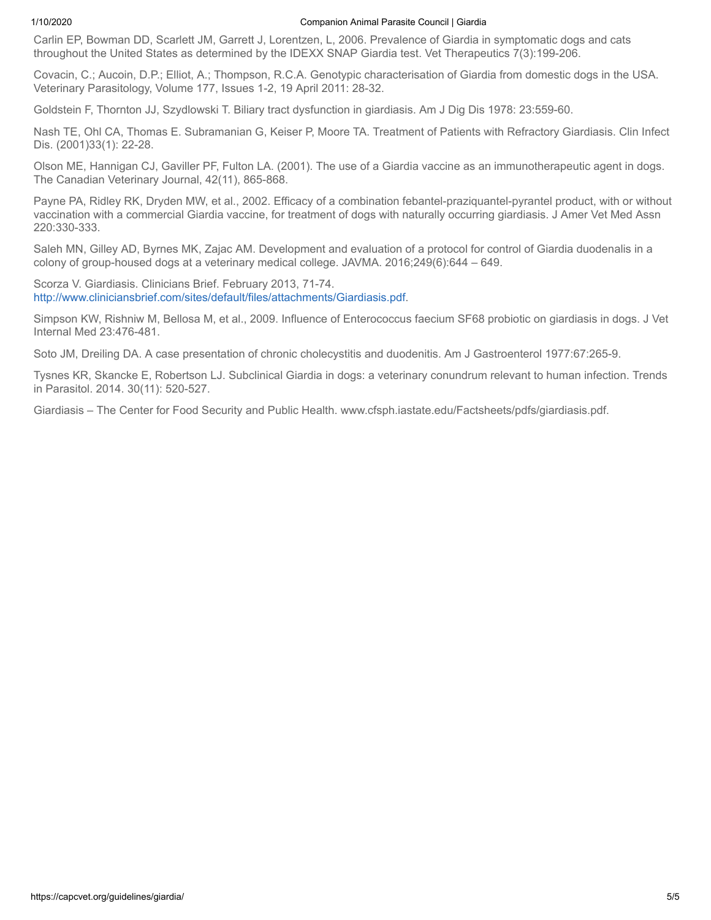Carlin EP, Bowman DD, Scarlett JM, Garrett J, Lorentzen, L, 2006. Prevalence of Giardia in symptomatic dogs and cats throughout the United States as determined by the IDEXX SNAP Giardia test. Vet Therapeutics 7(3):199-206.

Covacin, C.; Aucoin, D.P.; Elliot, A.; Thompson, R.C.A. Genotypic characterisation of Giardia from domestic dogs in the USA. Veterinary Parasitology, Volume 177, Issues 1-2, 19 April 2011: 28-32.

Goldstein F, Thornton JJ, Szydlowski T. Biliary tract dysfunction in giardiasis. Am J Dig Dis 1978: 23:559-60.

Nash TE, Ohl CA, Thomas E. Subramanian G, Keiser P, Moore TA. Treatment of Patients with Refractory Giardiasis. Clin Infect Dis. (2001)33(1): 22-28.

Olson ME, Hannigan CJ, Gaviller PF, Fulton LA. (2001). The use of a Giardia vaccine as an immunotherapeutic agent in dogs. The Canadian Veterinary Journal, 42(11), 865-868.

Payne PA, Ridley RK, Dryden MW, et al., 2002. Efficacy of a combination febantel-praziquantel-pyrantel product, with or without vaccination with a commercial Giardia vaccine, for treatment of dogs with naturally occurring giardiasis. J Amer Vet Med Assn 220:330-333.

Saleh MN, Gilley AD, Byrnes MK, Zajac AM. Development and evaluation of a protocol for control of Giardia duodenalis in a colony of group-housed dogs at a veterinary medical college. JAVMA. 2016;249(6):644 – 649.

Scorza V. Giardiasis. Clinicians Brief. February 2013, 71-74. http://www.cliniciansbrief.com/sites/default/files/attachments/Giardiasis.pdf.

Simpson KW, Rishniw M, Bellosa M, et al., 2009. Influence of Enterococcus faecium SF68 probiotic on giardiasis in dogs. J Vet Internal Med 23:476-481.

Soto JM, Dreiling DA. A case presentation of chronic cholecystitis and duodenitis. Am J Gastroenterol 1977:67:265-9.

Tysnes KR, Skancke E, Robertson LJ. Subclinical Giardia in dogs: a veterinary conundrum relevant to human infection. Trends in Parasitol. 2014. 30(11): 520-527.

Giardiasis – The Center for Food Security and Public Health. www.cfsph.iastate.edu/Factsheets/pdfs/giardiasis.pdf.